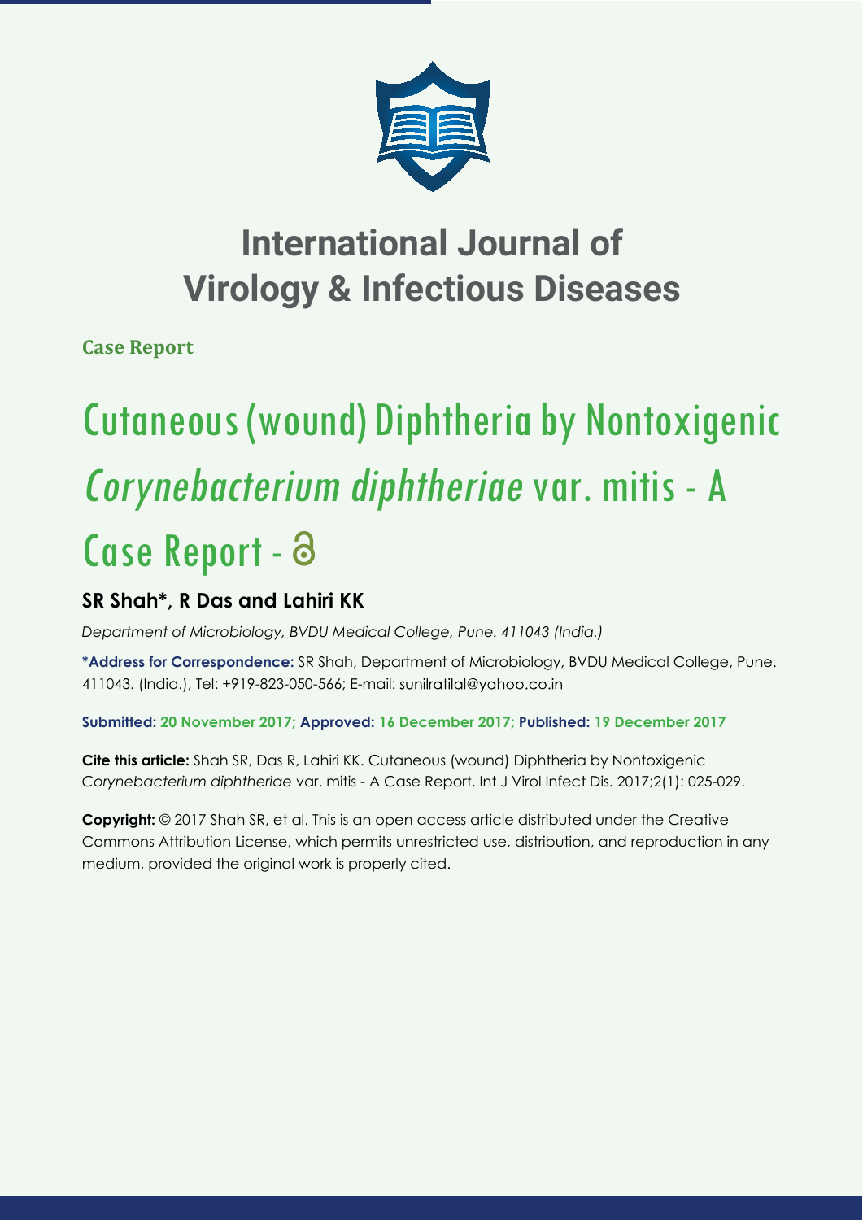# International Journal of Virology & Infectious Diseases

**Case Report**

# Cutaneous (wound) Diphtheria by Nontoxigenic *Corynebacterium diphtheriae* var. mitis - A Case Report

## SR Shah*, R Das and Lahiri KK

*Department of Microbiology, BVDU Medical College, Pune. 411043 (India.)*

**\*Address for Correspondence:** SR Shah, Department of Microbiology, BVDU Medical College, Pune. 411043. (India.), Tel: +919-823-050-566; E-mail: sunilratilal@yahoo.co.in

**Submitted: 20 November 2017; Approved: 16 December 2017; Published: 19 December 2017**

**Cite this article:** Shah SR, Das R, Lahiri KK. Cutaneous (wound) Diphtheria by Nontoxigenic *Corynebacterium diphtheriae* var. mitis - A Case Report. Int J Virol Infect Dis. 2017;2(1): 025-029.

**Copyright:** © 2017 Shah SR, et al. This is an open access article distributed under the Creative Commons Attribution License, which permits unrestricted use, distribution, and reproduction in any medium, provided the original work is properly cited.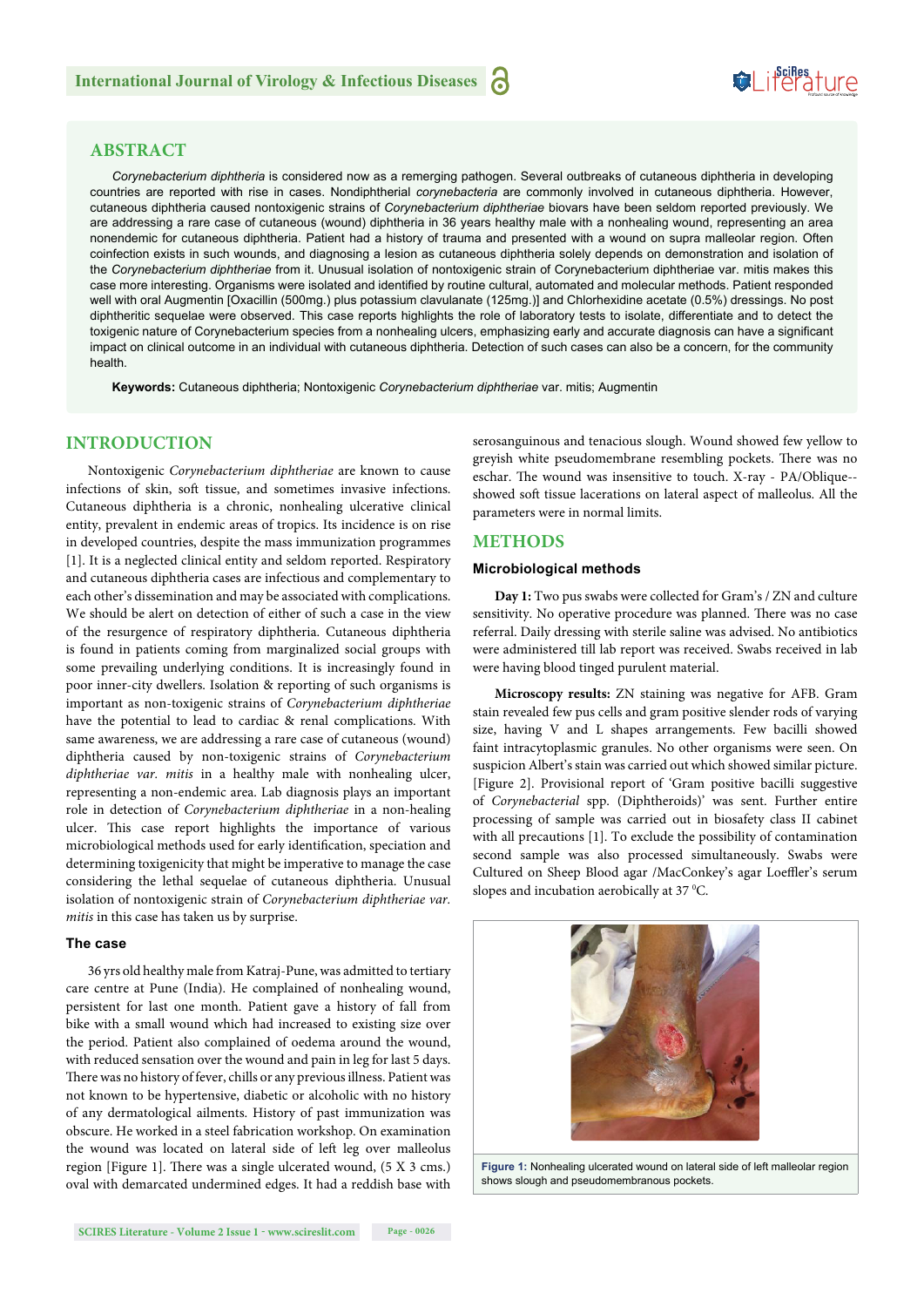## ABSTRACT

*Corynebacterium diphtheria* is considered now as a remerging pathogen. Several outbreaks of cutaneous diphtheria in developing countries are reported with rise in cases. Nondiphtherial *corynebacteria* are commonly involved in cutaneous diphtheria. However, cutaneous diphtheria caused nontoxigenic strains of *Corynebacterium diphtheriae* biovars have been seldom reported previously. We are addressing a rare case of cutaneous (wound) diphtheria in 36 years healthy male with a nonhealing wound, representing an area nonendemic for cutaneous diphtheria. Patient had a history of trauma and presented with a wound on supra malleolar region. Often coinfection exists in such wounds, and diagnosing a lesion as cutaneous diphtheria solely depends on demonstration and isolation of the *Corynebacterium diphtheriae* from it. Unusual isolation of nontoxigenic strain of Corynebacterium diphtheriae var. mitis makes this case more interesting. Organisms were isolated and identified by routine cultural, automated and molecular methods. Patient responded well with oral Augmentin [Oxacillin (500mg.) plus potassium clavulanate (125mg.)] and Chlorhexidine acetate (0.5%) dressings. No post diphtheritic sequelae were observed. This case reports highlights the role of laboratory tests to isolate, differentiate and to detect the toxigenic nature of Corynebacterium species from a nonhealing ulcers, emphasizing early and accurate diagnosis can have a significant impact on clinical outcome in an individual with cutaneous diphtheria. Detection of such cases can also be a concern, for the community health.

**Keywords:** Cutaneous diphtheria; Nontoxigenic *Corynebacterium diphtheriae* var. mitis; Augmentin

## INTRODUCTION

Nontoxigenic *Corynebacterium diphtheriae* are known to cause infections of skin, soft tissue, and sometimes invasive infections. Cutaneous diphtheria is a chronic, nonhealing ulcerative clinical entity, prevalent in endemic areas of tropics. Its incidence is on rise in developed countries, despite the mass immunization programmes [1]. It is a neglected clinical entity and seldom reported. Respiratory and cutaneous diphtheria cases are infectious and complementary to each other's dissemination and may be associated with complications. We should be alert on detection of either of such a case in the view of the resurgence of respiratory diphtheria. Cutaneous diphtheria is found in patients coming from marginalized social groups with some prevailing underlying conditions. It is increasingly found in poor inner-city dwellers. Isolation & reporting of such organisms is important as non-toxigenic strains of *Corynebacterium diphtheriae* have the potential to lead to cardiac & renal complications. With same awareness, we are addressing a rare case of cutaneous (wound) diphtheria caused by non-toxigenic strains of *Corynebacterium diphtheriae var. mitis* in a healthy male with nonhealing ulcer, representing a non-endemic area. Lab diagnosis plays an important role in detection of *Corynebacterium diphtheriae* in a non-healing ulcer. This case report highlights the importance of various microbiological methods used for early identification, speciation and determining toxigenicity that might be imperative to manage the case considering the lethal sequelae of cutaneous diphtheria. Unusual isolation of nontoxigenic strain of *Corynebacterium diphtheriae var. mitis* in this case has taken us by surprise.

### The case

36 yrs old healthy male from Katraj-Pune, was admitted to tertiary care centre at Pune (India). He complained of nonhealing wound, persistent for last one month. Patient gave a history of fall from bike with a small wound which had increased to existing size over the period. Patient also complained of oedema around the wound, with reduced sensation over the wound and pain in leg for last 5 days. There was no history of fever, chills or any previous illness. Patient was not known to be hypertensive, diabetic or alcoholic with no history of any dermatological ailments. History of past immunization was obscure. He worked in a steel fabrication workshop. On examination the wound was located on lateral side of left leg over malleolus region [Figure 1]. There was a single ulcerated wound, (5 X 3 cms.) oval with demarcated undermined edges. It had a reddish base with serosanguinous and tenacious slough. Wound showed few yellow to greyish white pseudomembrane resembling pockets. There was no eschar. The wound was insensitive to touch. X-ray - PA/Oblique--showed soft tissue lacerations on lateral aspect of malleolus. All the parameters were in normal limits.

## METHODS

### Microbiological methods

**Day 1:** Two pus swabs were collected for Gram's / ZN and culture sensitivity. No operative procedure was planned. There was no case referral. Daily dressing with sterile saline was advised. No antibiotics were administered till lab report was received. Swabs received in lab were having blood tinged purulent material.

**Microscopy results:** ZN staining was negative for AFB. Gram stain revealed few pus cells and gram positive slender rods of varying size, having V and L shapes arrangements. Few bacilli showed faint intracytoplasmic granules. No other organisms were seen. On suspicion Albert's stain was carried out which showed similar picture. [Figure 2]. Provisional report of 'Gram positive bacilli suggestive of *Corynebacterial* spp. (Diphtheroids)' was sent. Further entire processing of sample was carried out in biosafety class II cabinet with all precautions [1]. To exclude the possibility of contamination second sample was also processed simultaneously. Swabs were Cultured on Sheep Blood agar /MacConkey's agar Loeffler's serum slopes and incubation aerobically at 37 $^0$C.

Figure 1: Nonhealing ulcerated wound on lateral side of left malleolar region shows slough and pseudomembranous pockets.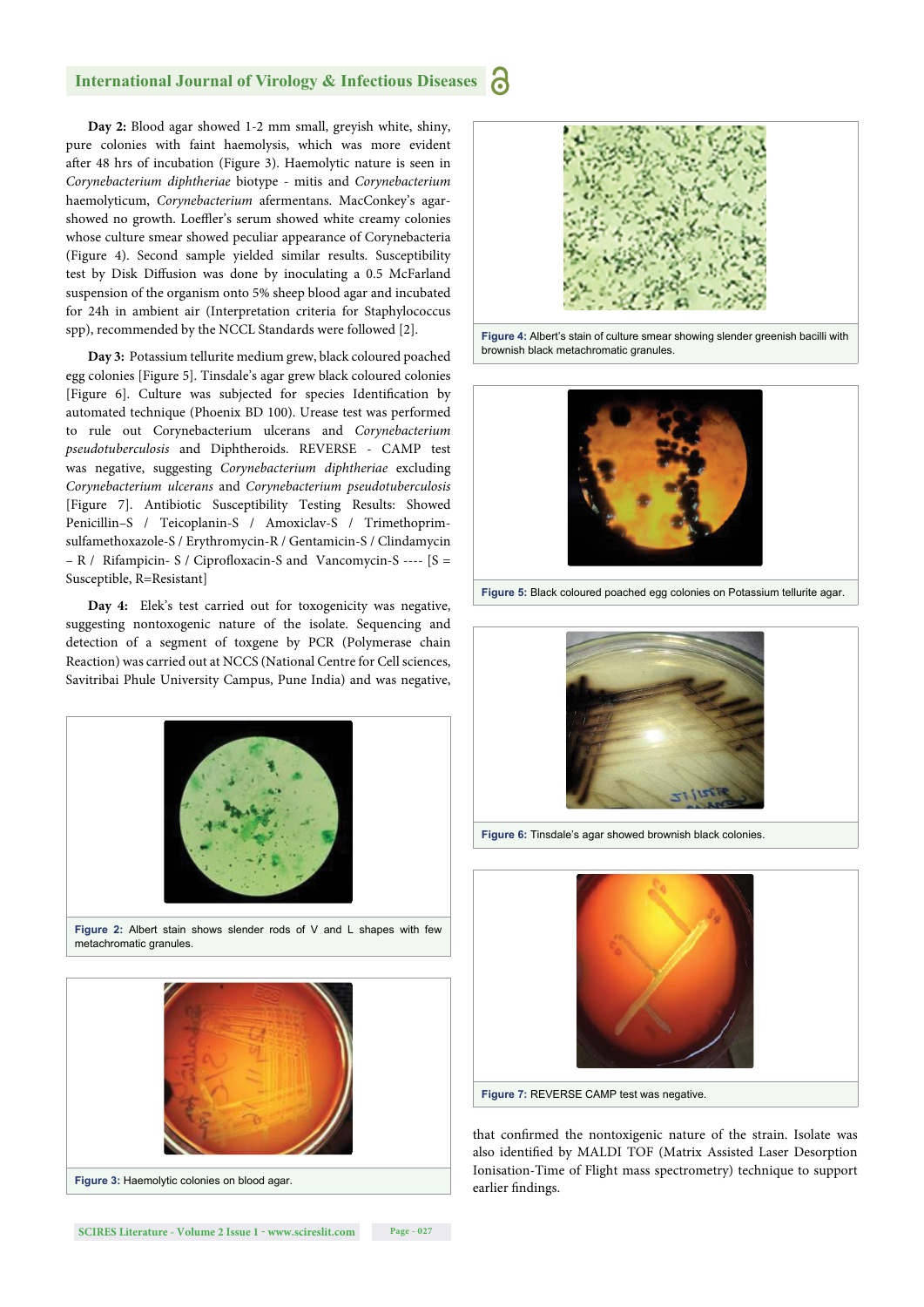**Day 2:** Blood agar showed 1-2 mm small, greyish white, shiny, pure colonies with faint haemolysis, which was more evident after 48 hrs of incubation (Figure 3). Haemolytic nature is seen in *Corynebacterium diphtheriae* biotype - mitis and *Corynebacterium* haemolyticum, *Corynebacterium* afermentans. MacConkey's agar-showed no growth. Loeffler's serum showed white creamy colonies whose culture smear showed peculiar appearance of Corynebacteria (Figure 4). Second sample yielded similar results. Susceptibility test by Disk Diffusion was done by inoculating a 0.5 McFarland suspension of the organism onto 5% sheep blood agar and incubated for 24h in ambient air (Interpretation criteria for Staphylococcus spp), recommended by the NCCL Standards were followed [2].

**Day 3:** Potassium tellurite medium grew, black coloured poached egg colonies [Figure 5]. Tinsdale's agar grew black coloured colonies [Figure 6]. Culture was subjected for species Identification by automated technique (Phoenix BD 100). Urease test was performed to rule out Corynebacterium ulcerans and *Corynebacterium pseudotuberculosis* and Diphtheroids. REVERSE - CAMP test was negative, suggesting *Corynebacterium diphtheriae* excluding *Corynebacterium ulcerans* and *Corynebacterium pseudotuberculosis* [Figure 7]. Antibiotic Susceptibility Testing Results: Showed Penicillin–S / Teicoplanin-S / Amoxiclav-S / Trimethoprim-sulfamethoxazole-S / Erythromycin-R / Gentamicin-S / Clindamycin – R / Rifampicin- S / Ciprofloxacin-S and Vancomycin-S ---- [S = Susceptible, R=Resistant]

**Day 4:** Elek's test carried out for toxogenicity was negative, suggesting nontoxogenic nature of the isolate. Sequencing and detection of a segment of toxgene by PCR (Polymerase chain Reaction) was carried out at NCCS (National Centre for Cell sciences, Savitribai Phule University Campus, Pune India) and was negative, that confirmed the nontoxigenic nature of the strain. Isolate was also identified by MALDI TOF (Matrix Assisted Laser Desorption Ionisation-Time of Flight mass spectrometry) technique to support earlier findings.

**Figure 2:** Albert stain shows slender rods of V and L shapes with few metachromatic granules.

**Figure 3:** Haemolytic colonies on blood agar.

**Figure 4:** Albert's stain of culture smear showing slender greenish bacilli with brownish black metachromatic granules.

**Figure 5:** Black coloured poached egg colonies on Potassium tellurite agar.

**Figure 6:** Tinsdale's agar showed brownish black colonies.

**Figure 7:** REVERSE CAMP test was negative.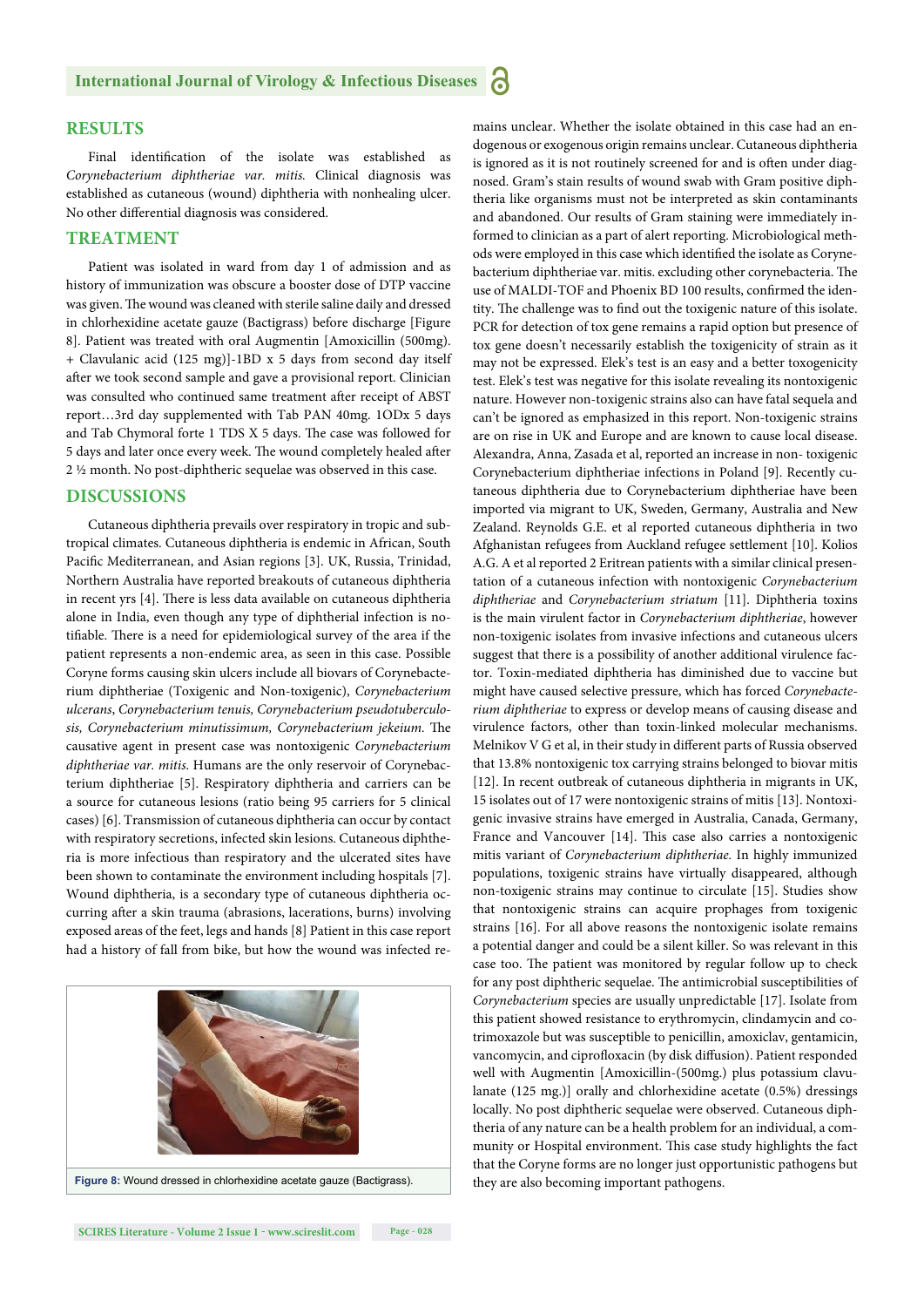## RESULTS

Final identification of the isolate was established as *Corynebacterium diphtheriae var. mitis.* Clinical diagnosis was established as cutaneous (wound) diphtheria with nonhealing ulcer. No other differential diagnosis was considered.

## TREATMENT

Patient was isolated in ward from day 1 of admission and as history of immunization was obscure a booster dose of DTP vaccine was given. The wound was cleaned with sterile saline daily and dressed in chlorhexidine acetate gauze (Bactigrass) before discharge [Figure 8]. Patient was treated with oral Augmentin [Amoxicillin (500mg). + Clavulanic acid (125 mg)]-1BD x 5 days from second day itself after we took second sample and gave a provisional report. Clinician was consulted who continued same treatment after receipt of ABST report…3rd day supplemented with Tab PAN 40mg. 1ODx 5 days and Tab Chymoral forte 1 TDS X 5 days. The case was followed for 5 days and later once every week. The wound completely healed after 2 ½ month. No post-diphtheric sequelae was observed in this case.

## DISCUSSIONS

Cutaneous diphtheria prevails over respiratory in tropic and subtropical climates. Cutaneous diphtheria is endemic in African, South Pacific Mediterranean, and Asian regions [3]. UK, Russia, Trinidad, Northern Australia have reported breakouts of cutaneous diphtheria in recent yrs [4]. There is less data available on cutaneous diphtheria alone in India, even though any type of diphtherial infection is notifiable. There is a need for epidemiological survey of the area if the patient represents a non-endemic area, as seen in this case. Possible Coryne forms causing skin ulcers include all biovars of Corynebacterium diphtheriae (Toxigenic and Non-toxigenic), *Corynebacterium ulcerans*, *Corynebacterium tenuis, Corynebacterium pseudotuberculosis, Corynebacterium minutissimum, Corynebacterium jekeium.* The causative agent in present case was nontoxigenic *Corynebacterium diphtheriae var. mitis.* Humans are the only reservoir of Corynebacterium diphtheriae [5]. Respiratory diphtheria and carriers can be a source for cutaneous lesions (ratio being 95 carriers for 5 clinical cases) [6]. Transmission of cutaneous diphtheria can occur by contact with respiratory secretions, infected skin lesions. Cutaneous diphtheria is more infectious than respiratory and the ulcerated sites have been shown to contaminate the environment including hospitals [7]. Wound diphtheria, is a secondary type of cutaneous diphtheria occurring after a skin trauma (abrasions, lacerations, burns) involving exposed areas of the feet, legs and hands [8] Patient in this case report had a history of fall from bike, but how the wound was infected remains unclear. Whether the isolate obtained in this case had an endogenous or exogenous origin remains unclear. Cutaneous diphtheria is ignored as it is not routinely screened for and is often under diagnosed. Gram's stain results of wound swab with Gram positive diphtheria like organisms must not be interpreted as skin contaminants and abandoned. Our results of Gram staining were immediately informed to clinician as a part of alert reporting. Microbiological methods were employed in this case which identified the isolate as Corynebacterium diphtheriae var. mitis. excluding other corynebacteria. The use of MALDI-TOF and Phoenix BD 100 results, confirmed the identity. The challenge was to find out the toxigenic nature of this isolate. PCR for detection of tox gene remains a rapid option but presence of tox gene doesn't necessarily establish the toxigenicity of strain as it may not be expressed. Elek's test is an easy and a better toxogenicity test. Elek's test was negative for this isolate revealing its nontoxigenic nature. However non-toxigenic strains also can have fatal sequela and can't be ignored as emphasized in this report. Non-toxigenic strains are on rise in UK and Europe and are known to cause local disease. Alexandra, Anna, Zasada et al, reported an increase in non- toxigenic Corynebacterium diphtheriae infections in Poland [9]. Recently cutaneous diphtheria due to Corynebacterium diphtheriae have been imported via migrant to UK, Sweden, Germany, Australia and New Zealand. Reynolds G.E. et al reported cutaneous diphtheria in two Afghanistan refugees from Auckland refugee settlement [10]. Kolios A.G. A et al reported 2 Eritrean patients with a similar clinical presentation of a cutaneous infection with nontoxigenic *Corynebacterium diphtheriae* and *Corynebacterium striatum* [11]. Diphtheria toxins is the main virulent factor in *Corynebacterium diphtheriae*, however non-toxigenic isolates from invasive infections and cutaneous ulcers suggest that there is a possibility of another additional virulence factor. Toxin-mediated diphtheria has diminished due to vaccine but might have caused selective pressure, which has forced *Corynebacterium diphtheriae* to express or develop means of causing disease and virulence factors, other than toxin-linked molecular mechanisms. Melnikov V G et al, in their study in different parts of Russia observed that 13.8% nontoxigenic tox carrying strains belonged to biovar mitis [12]. In recent outbreak of cutaneous diphtheria in migrants in UK, 15 isolates out of 17 were nontoxigenic strains of mitis [13]. Nontoxigenic invasive strains have emerged in Australia, Canada, Germany, France and Vancouver [14]. This case also carries a nontoxigenic mitis variant of *Corynebacterium diphtheriae.* In highly immunized populations, toxigenic strains have virtually disappeared, although non-toxigenic strains may continue to circulate [15]. Studies show that nontoxigenic strains can acquire prophages from toxigenic strains [16]. For all above reasons the nontoxigenic isolate remains a potential danger and could be a silent killer. So was relevant in this case too. The patient was monitored by regular follow up to check for any post diphtheric sequelae. The antimicrobial susceptibilities of *Corynebacterium* species are usually unpredictable [17]. Isolate from this patient showed resistance to erythromycin, clindamycin and co-trimoxazole but was susceptible to penicillin, amoxiclav, gentamicin, vancomycin, and ciprofloxacin (by disk diffusion). Patient responded well with Augmentin [Amoxicillin-(500mg.) plus potassium clavulanate (125 mg.)] orally and chlorhexidine acetate (0.5%) dressings locally. No post diphtheric sequelae were observed. Cutaneous diphtheria of any nature can be a health problem for an individual, a community or Hospital environment. This case study highlights the fact that the Coryne forms are no longer just opportunistic pathogens but they are also becoming important pathogens.

**Figure 8:** Wound dressed in chlorhexidine acetate gauze (Bactigrass).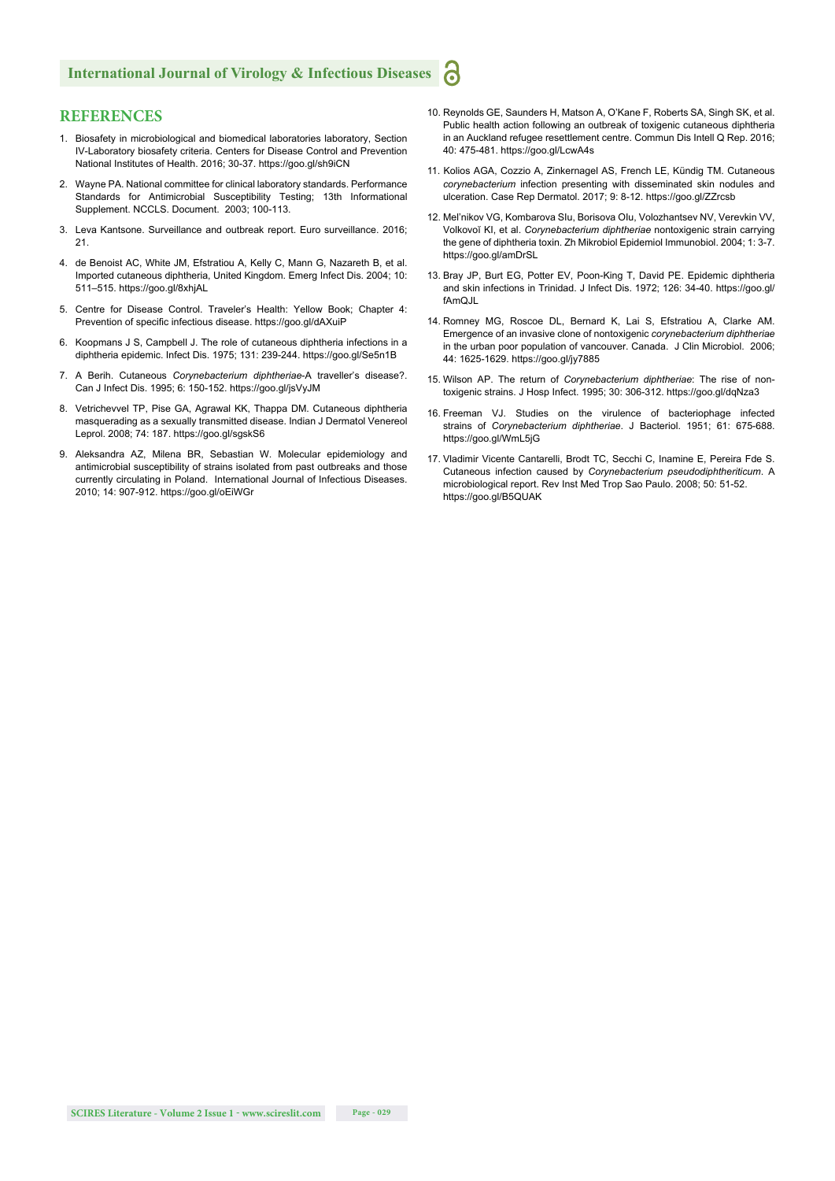## REFERENCES

1. Biosafety in microbiological and biomedical laboratories laboratory, Section IV-Laboratory biosafety criteria. Centers for Disease Control and Prevention National Institutes of Health. 2016; 30-37. https://goo.gl/sh9iCN

2. Wayne PA. National committee for clinical laboratory standards. Performance Standards for Antimicrobial Susceptibility Testing; 13th Informational Supplement. NCCLS. Document. 2003; 100-113.

3. Leva Kantsone. Surveillance and outbreak report. Euro surveillance. 2016; 21.

4. de Benoist AC, White JM, Efstratiou A, Kelly C, Mann G, Nazareth B, et al. Imported cutaneous diphtheria, United Kingdom. Emerg Infect Dis. 2004; 10: 511–515. https://goo.gl/8xhjAL

5. Centre for Disease Control. Traveler's Health: Yellow Book; Chapter 4: Prevention of specific infectious disease. https://goo.gl/dAXuiP

6. Koopmans J S, Campbell J. The role of cutaneous diphtheria infections in a diphtheria epidemic. Infect Dis. 1975; 131: 239-244. https://goo.gl/Se5n1B

7. A Berih. Cutaneous *Corynebacterium diphtheriae*-A traveller's disease?. Can J Infect Dis. 1995; 6: 150-152. https://goo.gl/jsVyJM

8. Vetrichevvel TP, Pise GA, Agrawal KK, Thappa DM. Cutaneous diphtheria masquerading as a sexually transmitted disease. Indian J Dermatol Venereol Leprol. 2008; 74: 187. https://goo.gl/sgskS6

9. Aleksandra AZ, Milena BR, Sebastian W. Molecular epidemiology and antimicrobial susceptibility of strains isolated from past outbreaks and those currently circulating in Poland. International Journal of Infectious Diseases. 2010; 14: 907-912. https://goo.gl/oEiWGr

10. Reynolds GE, Saunders H, Matson A, O'Kane F, Roberts SA, Singh SK, et al. Public health action following an outbreak of toxigenic cutaneous diphtheria in an Auckland refugee resettlement centre. Commun Dis Intell Q Rep. 2016; 40: 475-481. https://goo.gl/LcwA4s

11. Kolios AGA, Cozzio A, Zinkernagel AS, French LE, Kündig TM. Cutaneous *corynebacterium* infection presenting with disseminated skin nodules and ulceration. Case Rep Dermatol. 2017; 9: 8-12. https://goo.gl/ZZrcsb

12. Mel'nikov VG, Kombarova SIu, Borisova OIu, Volozhantsev NV, Verevkin VV, Volkovoĭ KI, et al. *Corynebacterium diphtheriae* nontoxigenic strain carrying the gene of diphtheria toxin. Zh Mikrobiol Epidemiol Immunobiol. 2004; 1: 3-7. https://goo.gl/amDrSL

13. Bray JP, Burt EG, Potter EV, Poon-King T, David PE. Epidemic diphtheria and skin infections in Trinidad. J Infect Dis. 1972; 126: 34-40. https://goo.gl/fAmQJL

14. Romney MG, Roscoe DL, Bernard K, Lai S, Efstratiou A, Clarke AM. Emergence of an invasive clone of nontoxigenic *corynebacterium diphtheriae* in the urban poor population of vancouver. Canada. J Clin Microbiol. 2006; 44: 1625-1629. https://goo.gl/jy7885

15. Wilson AP. The return of *Corynebacterium diphtheriae*: The rise of non-toxigenic strains. J Hosp Infect. 1995; 30: 306-312. https://goo.gl/dqNza3

16. Freeman VJ. Studies on the virulence of bacteriophage infected strains of *Corynebacterium diphtheriae*. J Bacteriol. 1951; 61: 675-688. https://goo.gl/WmL5jG

17. Vladimir Vicente Cantarelli, Brodt TC, Secchi C, Inamine E, Pereira Fde S. Cutaneous infection caused by *Corynebacterium pseudodiphtheriticum*. A microbiological report. Rev Inst Med Trop Sao Paulo. 2008; 50: 51-52. https://goo.gl/B5QUAK